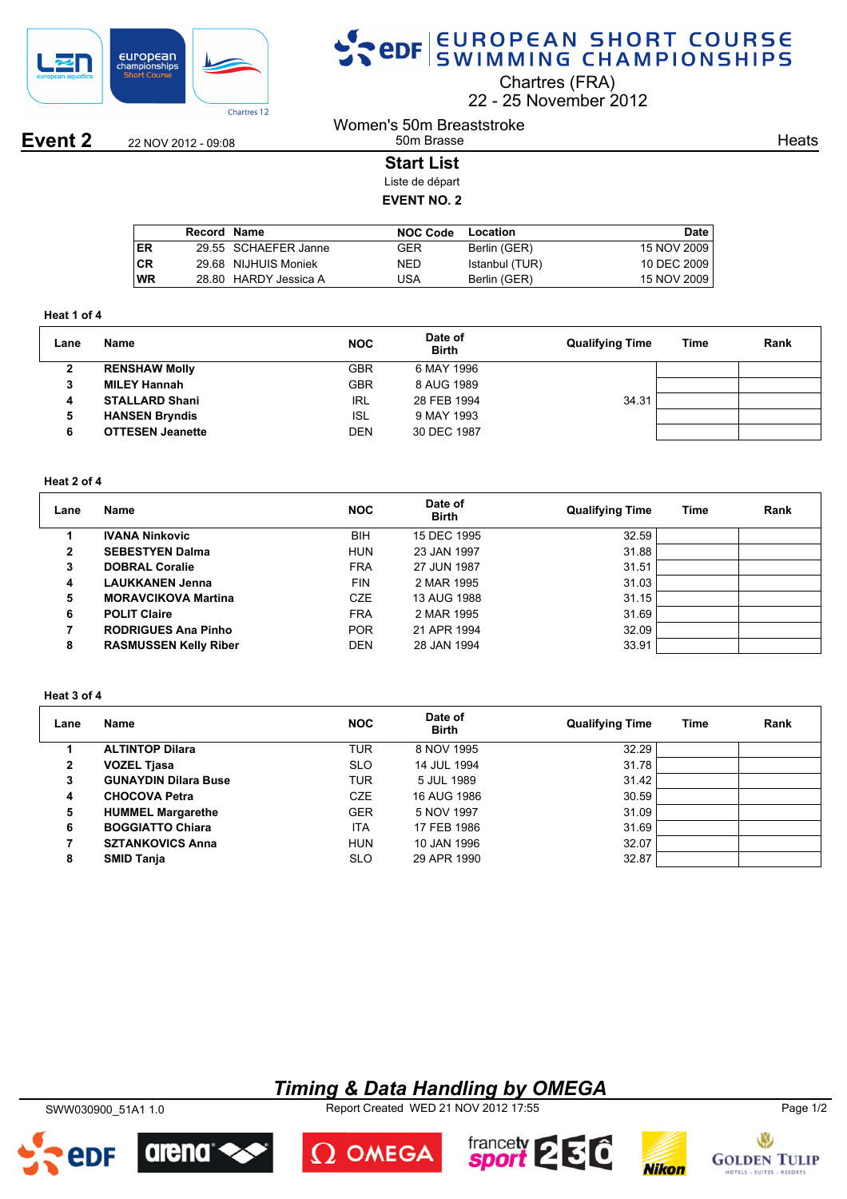# EUROPEAN SHORT COURSE SWIMMING CHAMPIONSHIPS

Chartres (FRA)
22 - 25 November 2012

**Event 2** 22 NOV 2012 - 09:08

Women's 50m Breaststroke
50m Brasse

Heats

## Start List

Liste de départ

**EVENT NO. 2**

| | Record | Name | NOC Code | Location | Date |
|---|---|---|---|---|---|
| ER | 29.55 | SCHAEFER Janne | GER | Berlin (GER) | 15 NOV 2009 |
| CR | 29.68 | NIJHUIS Moniek | NED | Istanbul (TUR) | 10 DEC 2009 |
| WR | 28.80 | HARDY Jessica A | USA | Berlin (GER) | 15 NOV 2009 |

### Heat 1 of 4

| Lane | Name | NOC | Date of Birth | Qualifying Time | Time | Rank |
|---|---|---|---|---|---|---|
| 2 | **RENSHAW Molly** | GBR | 6 MAY 1996 | | | |
| 3 | **MILEY Hannah** | GBR | 8 AUG 1989 | | | |
| 4 | **STALLARD Shani** | IRL | 28 FEB 1994 | 34.31 | | |
| 5 | **HANSEN Bryndis** | ISL | 9 MAY 1993 | | | |
| 6 | **OTTESEN Jeanette** | DEN | 30 DEC 1987 | | | |

### Heat 2 of 4

| Lane | Name | NOC | Date of Birth | Qualifying Time | Time | Rank |
|---|---|---|---|---|---|---|
| 1 | **IVANA Ninkovic** | BIH | 15 DEC 1995 | 32.59 | | |
| 2 | **SEBESTYEN Dalma** | HUN | 23 JAN 1997 | 31.88 | | |
| 3 | **DOBRAL Coralie** | FRA | 27 JUN 1987 | 31.51 | | |
| 4 | **LAUKKANEN Jenna** | FIN | 2 MAR 1995 | 31.03 | | |
| 5 | **MORAVCIKOVA Martina** | CZE | 13 AUG 1988 | 31.15 | | |
| 6 | **POLIT Claire** | FRA | 2 MAR 1995 | 31.69 | | |
| 7 | **RODRIGUES Ana Pinho** | POR | 21 APR 1994 | 32.09 | | |
| 8 | **RASMUSSEN Kelly Riber** | DEN | 28 JAN 1994 | 33.91 | | |

### Heat 3 of 4

| Lane | Name | NOC | Date of Birth | Qualifying Time | Time | Rank |
|---|---|---|---|---|---|---|
| 1 | **ALTINTOP Dilara** | TUR | 8 NOV 1995 | 32.29 | | |
| 2 | **VOZEL Tjasa** | SLO | 14 JUL 1994 | 31.78 | | |
| 3 | **GUNAYDIN Dilara Buse** | TUR | 5 JUL 1989 | 31.42 | | |
| 4 | **CHOCOVA Petra** | CZE | 16 AUG 1986 | 30.59 | | |
| 5 | **HUMMEL Margarethe** | GER | 5 NOV 1997 | 31.09 | | |
| 6 | **BOGGIATTO Chiara** | ITA | 17 FEB 1986 | 31.69 | | |
| 7 | **SZTANKOVICS Anna** | HUN | 10 JAN 1996 | 32.07 | | |
| 8 | **SMID Tanja** | SLO | 29 APR 1990 | 32.87 | | |

***Timing & Data Handling by OMEGA***

SWW030900_51A1 1.0 Report Created WED 21 NOV 2012 17:55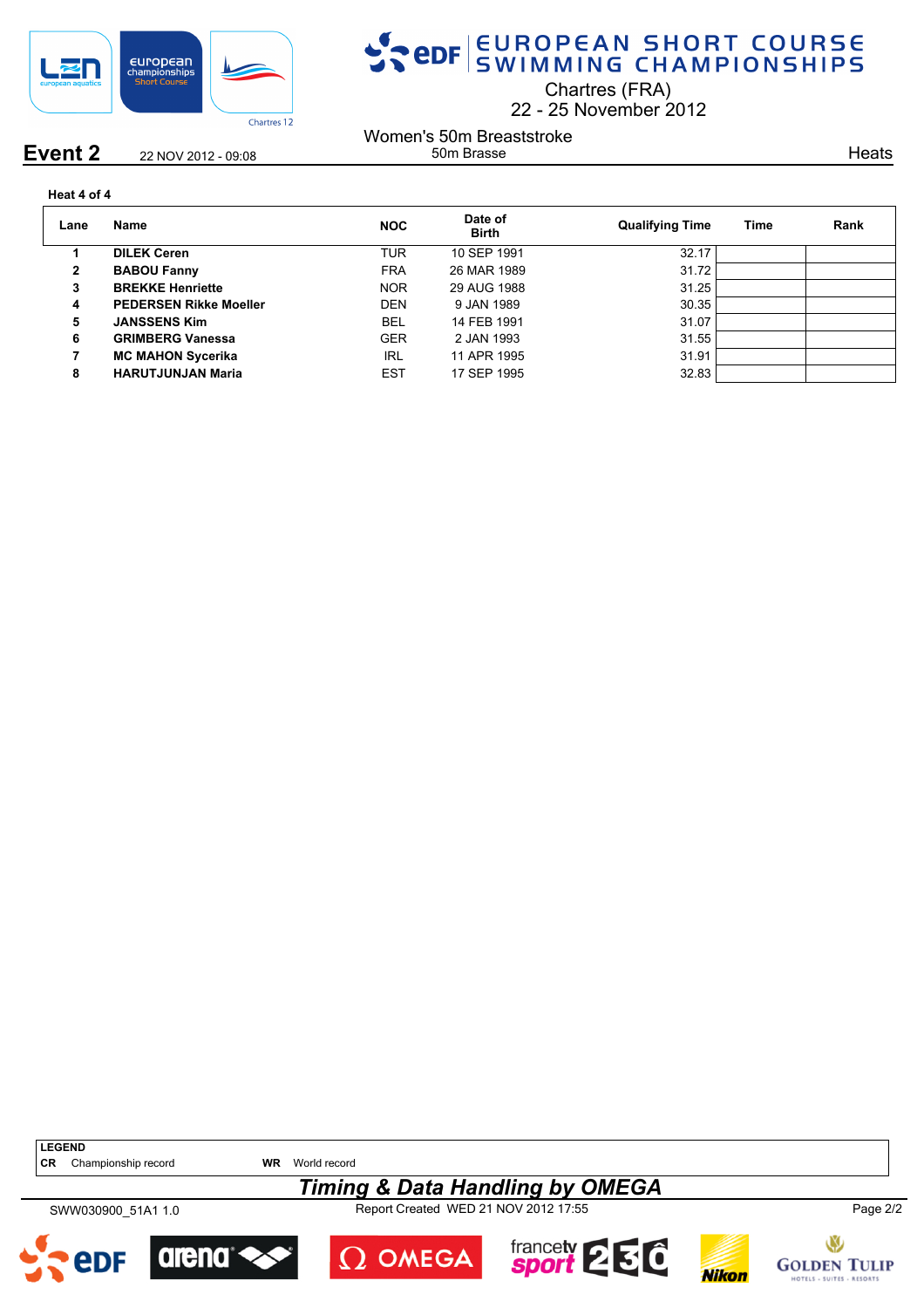# EDF EUROPEAN SHORT COURSE SWIMMING CHAMPIONSHIPS

Chartres (FRA)
22 - 25 November 2012

**Event 2** 22 NOV 2012 - 09:08

Women's 50m Breaststroke
50m Brasse

Heats

**Heat 4 of 4**

| Lane | Name | NOC | Date of Birth | Qualifying Time | Time | Rank |
|---|---|---|---|---|---|---|
| 1 | **DILEK Ceren** | TUR | 10 SEP 1991 | 32.17 | | |
| 2 | **BABOU Fanny** | FRA | 26 MAR 1989 | 31.72 | | |
| 3 | **BREKKE Henriette** | NOR | 29 AUG 1988 | 31.25 | | |
| 4 | **PEDERSEN Rikke Moeller** | DEN | 9 JAN 1989 | 30.35 | | |
| 5 | **JANSSENS Kim** | BEL | 14 FEB 1991 | 31.07 | | |
| 6 | **GRIMBERG Vanessa** | GER | 2 JAN 1993 | 31.55 | | |
| 7 | **MC MAHON Sycerika** | IRL | 11 APR 1995 | 31.91 | | |
| 8 | **HARUTJUNJAN Maria** | EST | 17 SEP 1995 | 32.83 | | |

**LEGEND**
**CR** Championship record **WR** World record

***Timing & Data Handling by OMEGA***

SWW030900_51A1 1.0 Report Created WED 21 NOV 2012 17:55